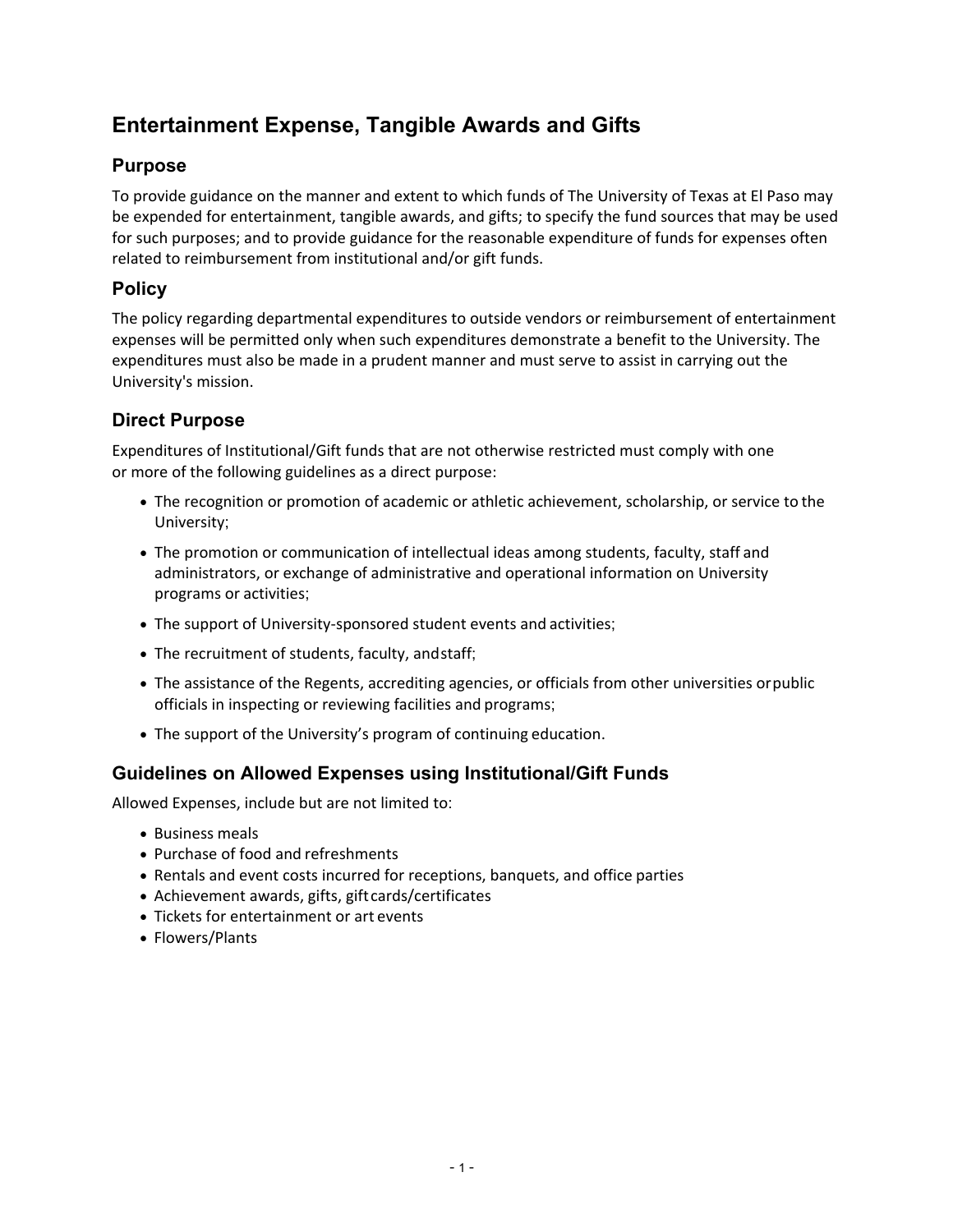# Entertainment Expense, Tangible Awards and Gifts

## Purpose

To provide guidance on the manner and extent to which funds of The University of Texas at El Paso may be expended for entertainment, tangible awards, and gifts; to specify the fund sources that may be used for such purposes; and to provide guidance for the reasonable expenditure of funds for expenses often related to reimbursement from institutional and/or gift funds.

## Policy

The policy regarding departmental expenditures to outside vendors or reimbursement of entertainment expenses will be permitted only when such expenditures demonstrate a benefit to the University. The expenditures must also be made in a prudent manner and must serve to assist in carrying out the University's mission.

## Direct Purpose

Expenditures of Institutional/Gift funds that are not otherwise restricted must comply with one or more of the following guidelines as a direct purpose:

- The recognition or promotion of academic or athletic achievement, scholarship, or service to the University;
- The promotion or communication of intellectual ideas among students, faculty, staff and administrators, or exchange of administrative and operational information on University programs or activities;
- The support of University-sponsored student events and activities;
- The recruitment of students, faculty, and staff;
- The assistance of the Regents, accrediting agencies, or officials from other universities or public officials in inspecting or reviewing facilities and programs;
- The support of the University's program of continuing education.

## Guidelines on Allowed Expenses using Institutional/Gift Funds

Allowed Expenses, include but are not limited to:

- Business meals
- Purchase of food and refreshments
- Rentals and event costs incurred for receptions, banquets, and office parties
- Achievement awards, gifts, gift cards/certificates
- Tickets for entertainment or art events
- Flowers/Plants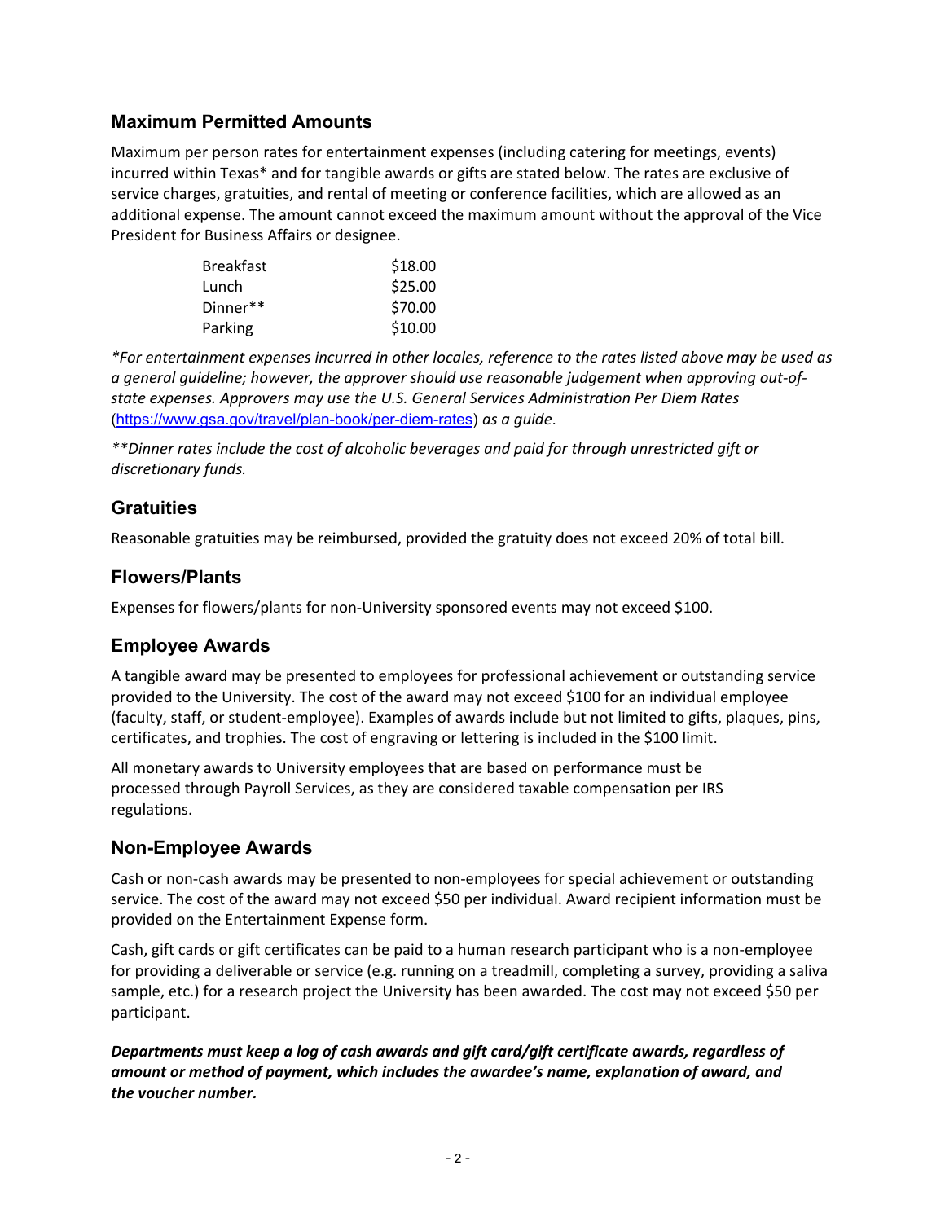## Maximum Permitted Amounts

Maximum per person rates for entertainment expenses (including catering for meetings, events) incurred within Texas* and for tangible awards or gifts are stated below. The rates are exclusive of service charges, gratuities, and rental of meeting or conference facilities, which are allowed as an additional expense. The amount cannot exceed the maximum amount without the approval of the Vice President for Business Affairs or designee.

| | |
|---|---|
| Breakfast | $18.00 |
| Lunch | $25.00 |
| Dinner** | $70.00 |
| Parking | $10.00 |

*\*For entertainment expenses incurred in other locales, reference to the rates listed above may be used as a general guideline; however, the approver should use reasonable judgement when approving out-of-state expenses. Approvers may use the U.S. General Services Administration Per Diem Rates* (https://www.gsa.gov/travel/plan-book/per-diem-rates) *as a guide.*

*\*\*Dinner rates include the cost of alcoholic beverages and paid for through unrestricted gift or discretionary funds.*

## Gratuities

Reasonable gratuities may be reimbursed, provided the gratuity does not exceed 20% of total bill.

## Flowers/Plants

Expenses for flowers/plants for non-University sponsored events may not exceed $100.

## Employee Awards

A tangible award may be presented to employees for professional achievement or outstanding service provided to the University. The cost of the award may not exceed $100 for an individual employee (faculty, staff, or student-employee). Examples of awards include but not limited to gifts, plaques, pins, certificates, and trophies. The cost of engraving or lettering is included in the $100 limit.

All monetary awards to University employees that are based on performance must be processed through Payroll Services, as they are considered taxable compensation per IRS regulations.

## Non-Employee Awards

Cash or non-cash awards may be presented to non-employees for special achievement or outstanding service. The cost of the award may not exceed $50 per individual. Award recipient information must be provided on the Entertainment Expense form.

Cash, gift cards or gift certificates can be paid to a human research participant who is a non-employee for providing a deliverable or service (e.g. running on a treadmill, completing a survey, providing a saliva sample, etc.) for a research project the University has been awarded. The cost may not exceed $50 per participant.

***Departments must keep a log of cash awards and gift card/gift certificate awards, regardless of amount or method of payment, which includes the awardee's name, explanation of award, and the voucher number.***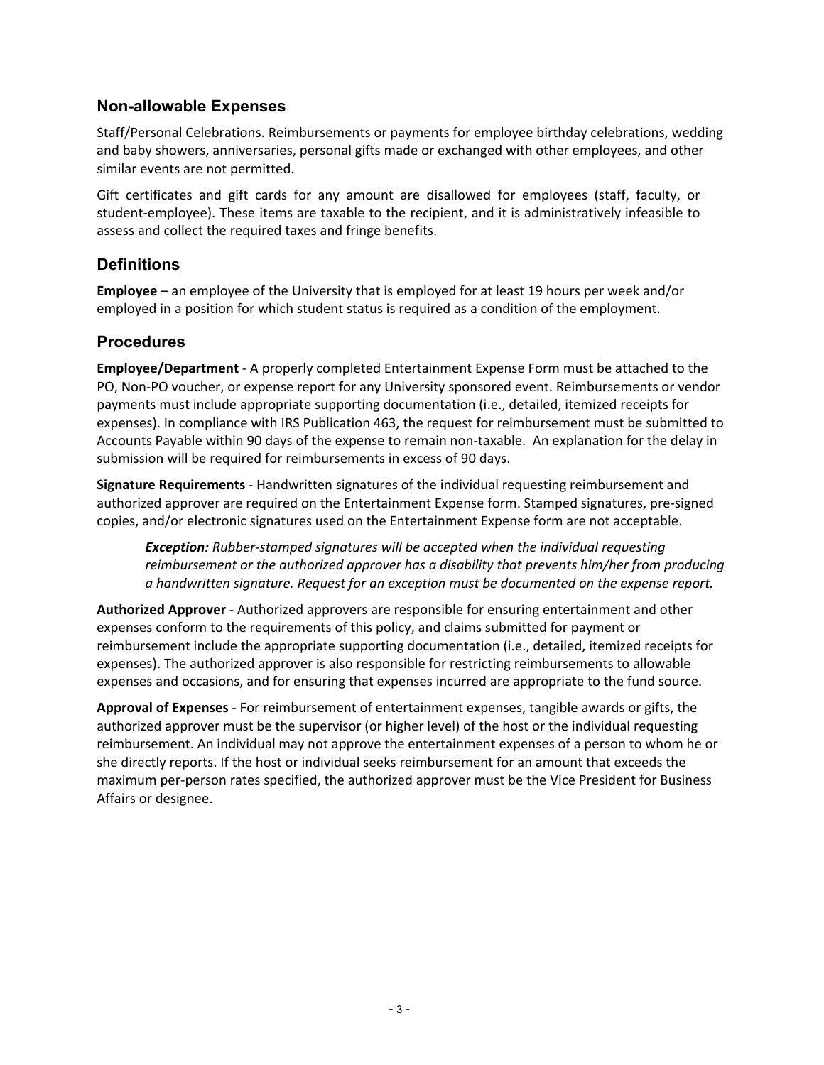## Non-allowable Expenses

Staff/Personal Celebrations. Reimbursements or payments for employee birthday celebrations, wedding and baby showers, anniversaries, personal gifts made or exchanged with other employees, and other similar events are not permitted.

Gift certificates and gift cards for any amount are disallowed for employees (staff, faculty, or student-employee). These items are taxable to the recipient, and it is administratively infeasible to assess and collect the required taxes and fringe benefits.

## Definitions

**Employee** – an employee of the University that is employed for at least 19 hours per week and/or employed in a position for which student status is required as a condition of the employment.

## Procedures

**Employee/Department** - A properly completed Entertainment Expense Form must be attached to the PO, Non-PO voucher, or expense report for any University sponsored event. Reimbursements or vendor payments must include appropriate supporting documentation (i.e., detailed, itemized receipts for expenses). In compliance with IRS Publication 463, the request for reimbursement must be submitted to Accounts Payable within 90 days of the expense to remain non-taxable. An explanation for the delay in submission will be required for reimbursements in excess of 90 days.

**Signature Requirements** - Handwritten signatures of the individual requesting reimbursement and authorized approver are required on the Entertainment Expense form. Stamped signatures, pre-signed copies, and/or electronic signatures used on the Entertainment Expense form are not acceptable.

> ***Exception:*** *Rubber-stamped signatures will be accepted when the individual requesting reimbursement or the authorized approver has a disability that prevents him/her from producing a handwritten signature. Request for an exception must be documented on the expense report.*

**Authorized Approver** - Authorized approvers are responsible for ensuring entertainment and other expenses conform to the requirements of this policy, and claims submitted for payment or reimbursement include the appropriate supporting documentation (i.e., detailed, itemized receipts for expenses). The authorized approver is also responsible for restricting reimbursements to allowable expenses and occasions, and for ensuring that expenses incurred are appropriate to the fund source.

**Approval of Expenses** - For reimbursement of entertainment expenses, tangible awards or gifts, the authorized approver must be the supervisor (or higher level) of the host or the individual requesting reimbursement. An individual may not approve the entertainment expenses of a person to whom he or she directly reports. If the host or individual seeks reimbursement for an amount that exceeds the maximum per-person rates specified, the authorized approver must be the Vice President for Business Affairs or designee.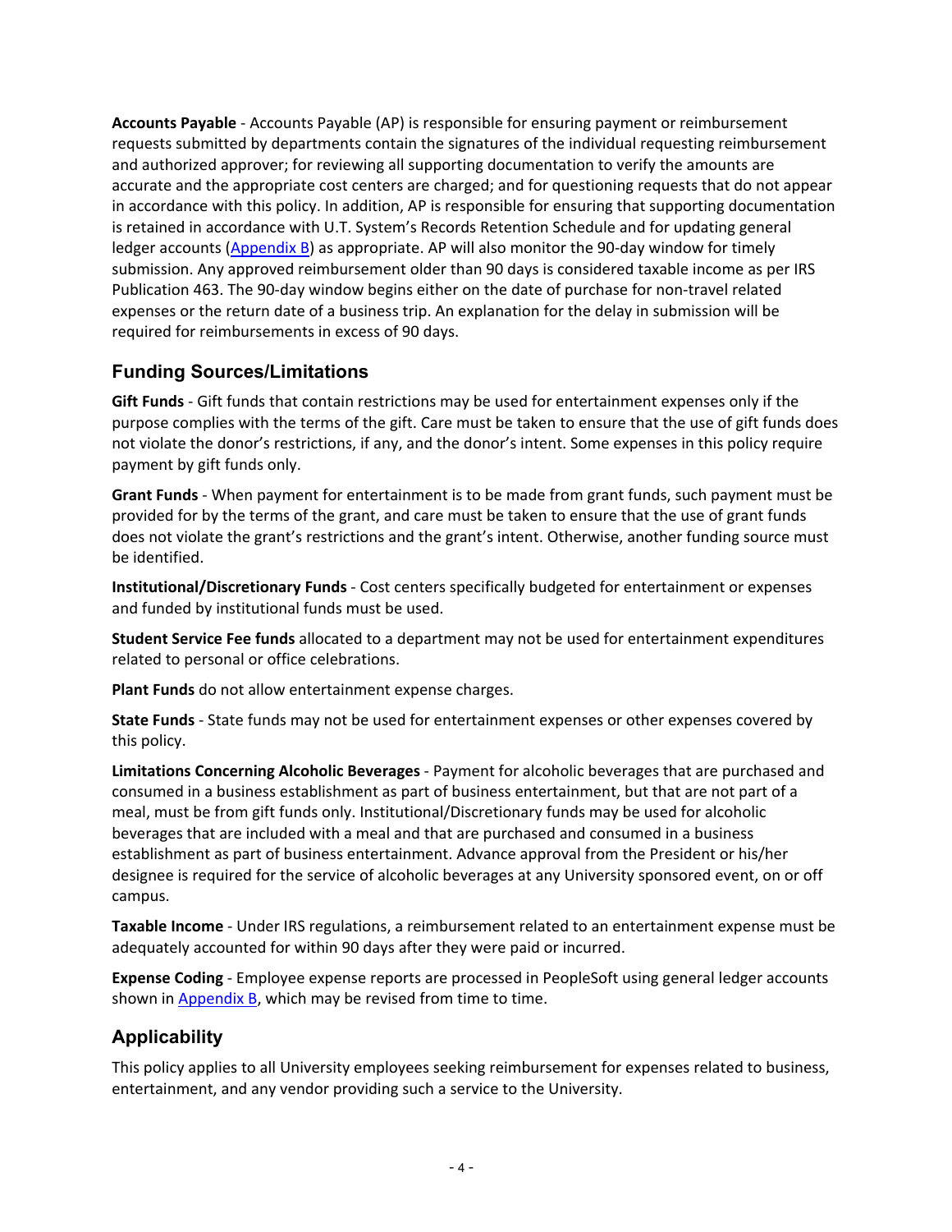**Accounts Payable** - Accounts Payable (AP) is responsible for ensuring payment or reimbursement requests submitted by departments contain the signatures of the individual requesting reimbursement and authorized approver; for reviewing all supporting documentation to verify the amounts are accurate and the appropriate cost centers are charged; and for questioning requests that do not appear in accordance with this policy. In addition, AP is responsible for ensuring that supporting documentation is retained in accordance with U.T. System's Records Retention Schedule and for updating general ledger accounts (Appendix B) as appropriate. AP will also monitor the 90-day window for timely submission. Any approved reimbursement older than 90 days is considered taxable income as per IRS Publication 463. The 90-day window begins either on the date of purchase for non-travel related expenses or the return date of a business trip. An explanation for the delay in submission will be required for reimbursements in excess of 90 days.

## Funding Sources/Limitations

**Gift Funds** - Gift funds that contain restrictions may be used for entertainment expenses only if the purpose complies with the terms of the gift. Care must be taken to ensure that the use of gift funds does not violate the donor's restrictions, if any, and the donor's intent. Some expenses in this policy require payment by gift funds only.

**Grant Funds** - When payment for entertainment is to be made from grant funds, such payment must be provided for by the terms of the grant, and care must be taken to ensure that the use of grant funds does not violate the grant's restrictions and the grant's intent. Otherwise, another funding source must be identified.

**Institutional/Discretionary Funds** - Cost centers specifically budgeted for entertainment or expenses and funded by institutional funds must be used.

**Student Service Fee funds** allocated to a department may not be used for entertainment expenditures related to personal or office celebrations.

**Plant Funds** do not allow entertainment expense charges.

**State Funds** - State funds may not be used for entertainment expenses or other expenses covered by this policy.

**Limitations Concerning Alcoholic Beverages** - Payment for alcoholic beverages that are purchased and consumed in a business establishment as part of business entertainment, but that are not part of a meal, must be from gift funds only. Institutional/Discretionary funds may be used for alcoholic beverages that are included with a meal and that are purchased and consumed in a business establishment as part of business entertainment. Advance approval from the President or his/her designee is required for the service of alcoholic beverages at any University sponsored event, on or off campus.

**Taxable Income** - Under IRS regulations, a reimbursement related to an entertainment expense must be adequately accounted for within 90 days after they were paid or incurred.

**Expense Coding** - Employee expense reports are processed in PeopleSoft using general ledger accounts shown in Appendix B, which may be revised from time to time.

## Applicability

This policy applies to all University employees seeking reimbursement for expenses related to business, entertainment, and any vendor providing such a service to the University.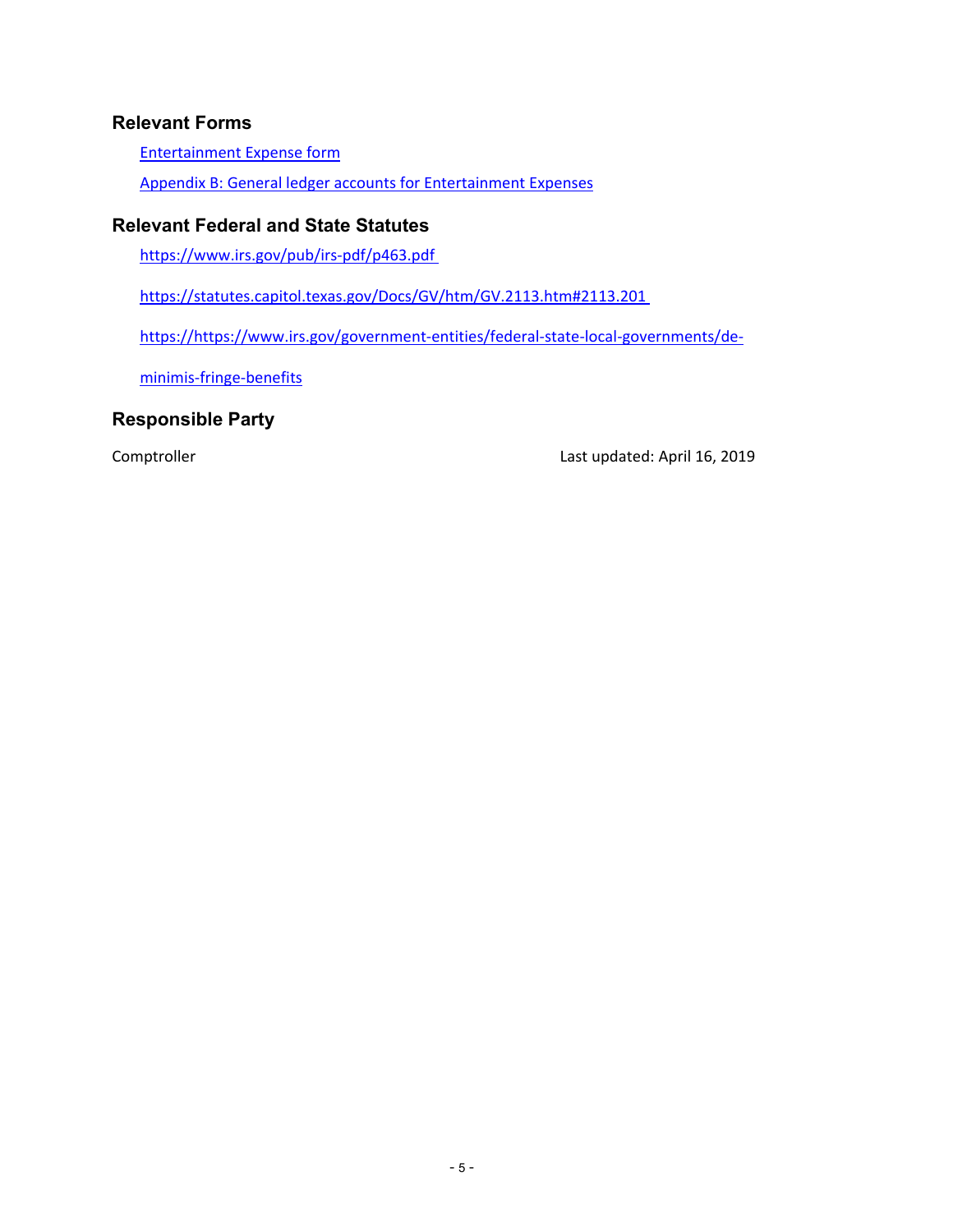## Relevant Forms

Entertainment Expense form

Appendix B: General ledger accounts for Entertainment Expenses

## Relevant Federal and State Statutes

https://www.irs.gov/pub/irs-pdf/p463.pdf

https://statutes.capitol.texas.gov/Docs/GV/htm/GV.2113.htm#2113.201

https://https://www.irs.gov/government-entities/federal-state-local-governments/de-minimis-fringe-benefits

## Responsible Party

Comptroller

Last updated: April 16, 2019